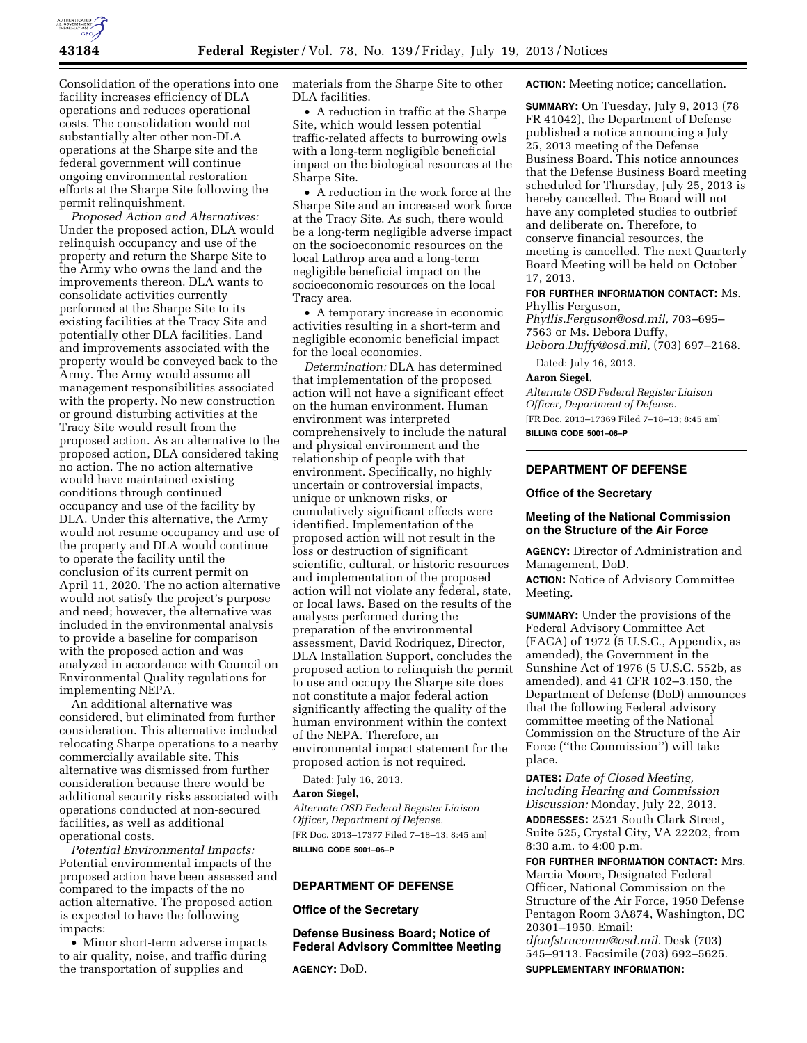Consolidation of the operations into one facility increases efficiency of DLA operations and reduces operational costs. The consolidation would not substantially alter other non-DLA operations at the Sharpe site and the federal government will continue ongoing environmental restoration efforts at the Sharpe Site following the permit relinquishment.

*Proposed Action and Alternatives:* Under the proposed action, DLA would relinquish occupancy and use of the property and return the Sharpe Site to the Army who owns the land and the improvements thereon. DLA wants to consolidate activities currently performed at the Sharpe Site to its existing facilities at the Tracy Site and potentially other DLA facilities. Land and improvements associated with the property would be conveyed back to the Army. The Army would assume all management responsibilities associated with the property. No new construction or ground disturbing activities at the Tracy Site would result from the proposed action. As an alternative to the proposed action, DLA considered taking no action. The no action alternative would have maintained existing conditions through continued occupancy and use of the facility by DLA. Under this alternative, the Army would not resume occupancy and use of the property and DLA would continue to operate the facility until the conclusion of its current permit on April 11, 2020. The no action alternative would not satisfy the project's purpose and need; however, the alternative was included in the environmental analysis to provide a baseline for comparison with the proposed action and was analyzed in accordance with Council on Environmental Quality regulations for implementing NEPA.

An additional alternative was considered, but eliminated from further consideration. This alternative included relocating Sharpe operations to a nearby commercially available site. This alternative was dismissed from further consideration because there would be additional security risks associated with operations conducted at non-secured facilities, as well as additional operational costs.

*Potential Environmental Impacts:* Potential environmental impacts of the proposed action have been assessed and compared to the impacts of the no action alternative. The proposed action is expected to have the following impacts:

- Minor short-term adverse impacts to air quality, noise, and traffic during the transportation of supplies and materials from the Sharpe Site to other DLA facilities.
- A reduction in traffic at the Sharpe Site, which would lessen potential traffic-related affects to burrowing owls with a long-term negligible beneficial impact on the biological resources at the Sharpe Site.
- A reduction in the work force at the Sharpe Site and an increased work force at the Tracy Site. As such, there would be a long-term negligible adverse impact on the socioeconomic resources on the local Lathrop area and a long-term negligible beneficial impact on the socioeconomic resources on the local Tracy area.
- A temporary increase in economic activities resulting in a short-term and negligible economic beneficial impact for the local economies.

*Determination:* DLA has determined that implementation of the proposed action will not have a significant effect on the human environment. Human environment was interpreted comprehensively to include the natural and physical environment and the relationship of people with that environment. Specifically, no highly uncertain or controversial impacts, unique or unknown risks, or cumulatively significant effects were identified. Implementation of the proposed action will not result in the loss or destruction of significant scientific, cultural, or historic resources and implementation of the proposed action will not violate any federal, state, or local laws. Based on the results of the analyses performed during the preparation of the environmental assessment, David Rodriquez, Director, DLA Installation Support, concludes the proposed action to relinquish the permit to use and occupy the Sharpe site does not constitute a major federal action significantly affecting the quality of the human environment within the context of the NEPA. Therefore, an environmental impact statement for the proposed action is not required.

Dated: July 16, 2013.

**Aaron Siegel,**

*Alternate OSD Federal Register Liaison Officer, Department of Defense.*

[FR Doc. 2013–17377 Filed 7–18–13; 8:45 am]

**BILLING CODE 5001–06–P**

---

## DEPARTMENT OF DEFENSE

### Office of the Secretary

### Defense Business Board; Notice of Federal Advisory Committee Meeting

**AGENCY:** DoD.

**ACTION:** Meeting notice; cancellation.

**SUMMARY:** On Tuesday, July 9, 2013 (78 FR 41042), the Department of Defense published a notice announcing a July 25, 2013 meeting of the Defense Business Board. This notice announces that the Defense Business Board meeting scheduled for Thursday, July 25, 2013 is hereby cancelled. The Board will not have any completed studies to outbrief and deliberate on. Therefore, to conserve financial resources, the meeting is cancelled. The next Quarterly Board Meeting will be held on October 17, 2013.

**FOR FURTHER INFORMATION CONTACT:** Ms. Phyllis Ferguson, *Phyllis.Ferguson@osd.mil,* 703–695–7563 or Ms. Debora Duffy, *Debora.Duffy@osd.mil,* (703) 697–2168.

Dated: July 16, 2013.

**Aaron Siegel,**

*Alternate OSD Federal Register Liaison Officer, Department of Defense.*

[FR Doc. 2013–17369 Filed 7–18–13; 8:45 am]

**BILLING CODE 5001–06–P**

---

## DEPARTMENT OF DEFENSE

### Office of the Secretary

### Meeting of the National Commission on the Structure of the Air Force

**AGENCY:** Director of Administration and Management, DoD.

**ACTION:** Notice of Advisory Committee Meeting.

**SUMMARY:** Under the provisions of the Federal Advisory Committee Act (FACA) of 1972 (5 U.S.C., Appendix, as amended), the Government in the Sunshine Act of 1976 (5 U.S.C. 552b, as amended), and 41 CFR 102–3.150, the Department of Defense (DoD) announces that the following Federal advisory committee meeting of the National Commission on the Structure of the Air Force (''the Commission'') will take place.

**DATES:** *Date of Closed Meeting, including Hearing and Commission Discussion:* Monday, July 22, 2013.

**ADDRESSES:** 2521 South Clark Street, Suite 525, Crystal City, VA 22202, from 8:30 a.m. to 4:00 p.m.

**FOR FURTHER INFORMATION CONTACT:** Mrs. Marcia Moore, Designated Federal Officer, National Commission on the Structure of the Air Force, 1950 Defense Pentagon Room 3A874, Washington, DC 20301–1950. Email: *dfoafstrucomm@osd.mil*. Desk (703) 545–9113. Facsimile (703) 692–5625.

**SUPPLEMENTARY INFORMATION:**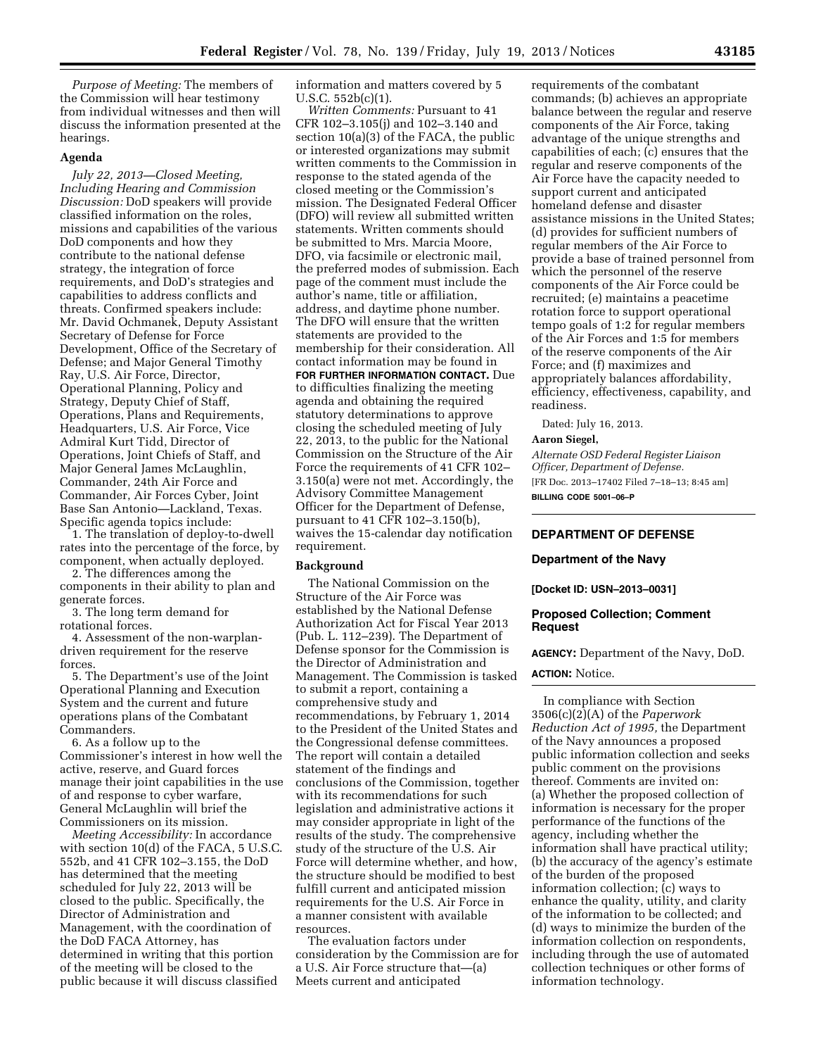*Purpose of Meeting:* The members of the Commission will hear testimony from individual witnesses and then will discuss the information presented at the hearings.

## Agenda

*July 22, 2013—Closed Meeting, Including Hearing and Commission Discussion:* DoD speakers will provide classified information on the roles, missions and capabilities of the various DoD components and how they contribute to the national defense strategy, the integration of force requirements, and DoD's strategies and capabilities to address conflicts and threats. Confirmed speakers include: Mr. David Ochmanek, Deputy Assistant Secretary of Defense for Force Development, Office of the Secretary of Defense; and Major General Timothy Ray, U.S. Air Force, Director, Operational Planning, Policy and Strategy, Deputy Chief of Staff, Operations, Plans and Requirements, Headquarters, U.S. Air Force, Vice Admiral Kurt Tidd, Director of Operations, Joint Chiefs of Staff, and Major General James McLaughlin, Commander, 24th Air Force and Commander, Air Forces Cyber, Joint Base San Antonio—Lackland, Texas. Specific agenda topics include:

1. The translation of deploy-to-dwell rates into the percentage of the force, by component, when actually deployed.
2. The differences among the components in their ability to plan and generate forces.
3. The long term demand for rotational forces.
4. Assessment of the non-warplan-driven requirement for the reserve forces.
5. The Department's use of the Joint Operational Planning and Execution System and the current and future operations plans of the Combatant Commanders.
6. As a follow up to the Commissioner's interest in how well the active, reserve, and Guard forces manage their joint capabilities in the use of and response to cyber warfare, General McLaughlin will brief the Commissioners on its mission.

*Meeting Accessibility:* In accordance with section 10(d) of the FACA, 5 U.S.C. 552b, and 41 CFR 102–3.155, the DoD has determined that the meeting scheduled for July 22, 2013 will be closed to the public. Specifically, the Director of Administration and Management, with the coordination of the DoD FACA Attorney, has determined in writing that this portion of the meeting will be closed to the public because it will discuss classified information and matters covered by 5 U.S.C. 552b(c)(1).

*Written Comments:* Pursuant to 41 CFR 102–3.105(j) and 102–3.140 and section 10(a)(3) of the FACA, the public or interested organizations may submit written comments to the Commission in response to the stated agenda of the closed meeting or the Commission's mission. The Designated Federal Officer (DFO) will review all submitted written statements. Written comments should be submitted to Mrs. Marcia Moore, DFO, via facsimile or electronic mail, the preferred modes of submission. Each page of the comment must include the author's name, title or affiliation, address, and daytime phone number. The DFO will ensure that the written statements are provided to the membership for their consideration. All contact information may be found in **FOR FURTHER INFORMATION CONTACT.** Due to difficulties finalizing the meeting agenda and obtaining the required statutory determinations to approve closing the scheduled meeting of July 22, 2013, to the public for the National Commission on the Structure of the Air Force the requirements of 41 CFR 102–3.150(a) were not met. Accordingly, the Advisory Committee Management Officer for the Department of Defense, pursuant to 41 CFR 102–3.150(b), waives the 15-calendar day notification requirement.

## Background

The National Commission on the Structure of the Air Force was established by the National Defense Authorization Act for Fiscal Year 2013 (Pub. L. 112–239). The Department of Defense sponsor for the Commission is the Director of Administration and Management. The Commission is tasked to submit a report, containing a comprehensive study and recommendations, by February 1, 2014 to the President of the United States and the Congressional defense committees. The report will contain a detailed statement of the findings and conclusions of the Commission, together with its recommendations for such legislation and administrative actions it may consider appropriate in light of the results of the study. The comprehensive study of the structure of the U.S. Air Force will determine whether, and how, the structure should be modified to best fulfill current and anticipated mission requirements for the U.S. Air Force in a manner consistent with available resources.

The evaluation factors under consideration by the Commission are for a U.S. Air Force structure that—(a) Meets current and anticipated requirements of the combatant commands; (b) achieves an appropriate balance between the regular and reserve components of the Air Force, taking advantage of the unique strengths and capabilities of each; (c) ensures that the regular and reserve components of the Air Force have the capacity needed to support current and anticipated homeland defense and disaster assistance missions in the United States; (d) provides for sufficient numbers of regular members of the Air Force to provide a base of trained personnel from which the personnel of the reserve components of the Air Force could be recruited; (e) maintains a peacetime rotation force to support operational tempo goals of 1:2 for regular members of the Air Forces and 1:5 for members of the reserve components of the Air Force; and (f) maximizes and appropriately balances affordability, efficiency, effectiveness, capability, and readiness.

Dated: July 16, 2013.

**Aaron Siegel,**

*Alternate OSD Federal Register Liaison Officer, Department of Defense.*

[FR Doc. 2013–17402 Filed 7–18–13; 8:45 am]

**BILLING CODE 5001–06–P**

---

# DEPARTMENT OF DEFENSE

## Department of the Navy

**[Docket ID: USN–2013–0031]**

## Proposed Collection; Comment Request

**AGENCY:** Department of the Navy, DoD.

**ACTION:** Notice.

In compliance with Section 3506(c)(2)(A) of the *Paperwork Reduction Act of 1995,* the Department of the Navy announces a proposed public information collection and seeks public comment on the provisions thereof. Comments are invited on: (a) Whether the proposed collection of information is necessary for the proper performance of the functions of the agency, including whether the information shall have practical utility; (b) the accuracy of the agency's estimate of the burden of the proposed information collection; (c) ways to enhance the quality, utility, and clarity of the information to be collected; and (d) ways to minimize the burden of the information collection on respondents, including through the use of automated collection techniques or other forms of information technology.